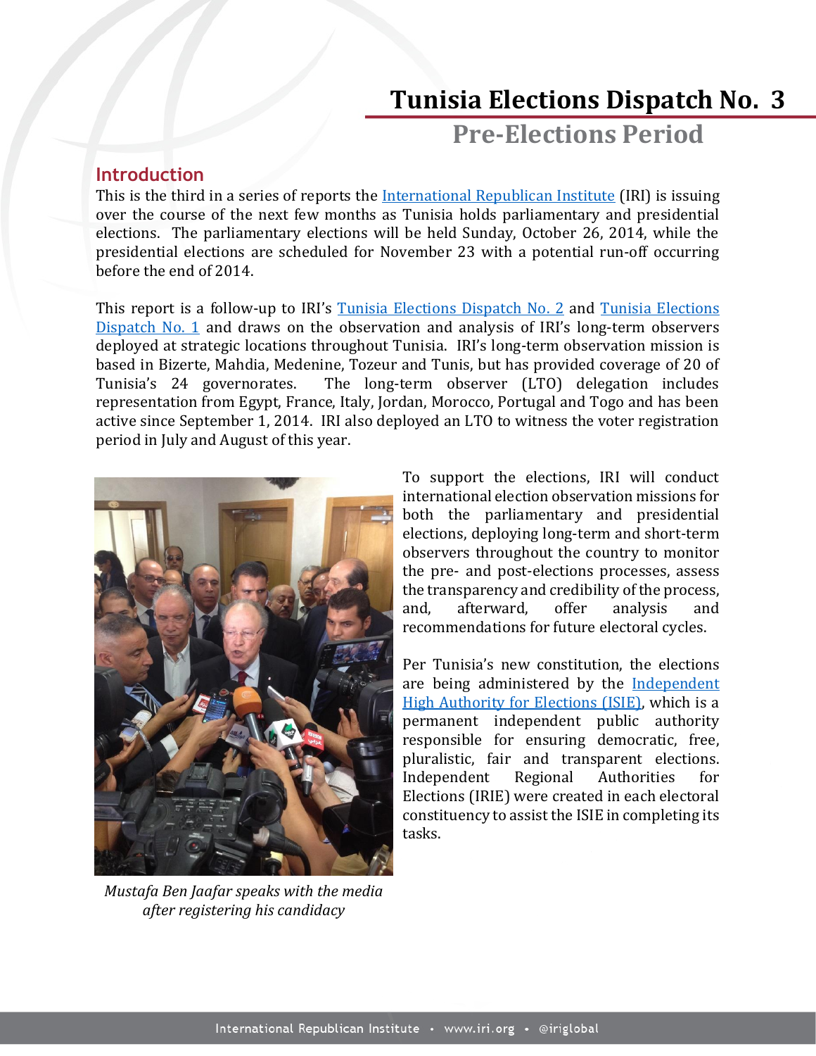# Tunisia Elections Dispatch No. 3

## Pre-Elections Period

### Introduction

This is the third in a series of reports the International Republican Institute (IRI) is issuing over the course of the next few months as Tunisia holds parliamentary and presidential elections. The parliamentary elections will be held Sunday, October 26, 2014, while the presidential elections are scheduled for November 23 with a potential run-off occurring before the end of 2014.

This report is a follow-up to IRI's Tunisia Elections Dispatch No. 2 and Tunisia Elections Dispatch No. 1 and draws on the observation and analysis of IRI's long-term observers deployed at strategic locations throughout Tunisia. IRI's long-term observation mission is based in Bizerte, Mahdia, Medenine, Tozeur and Tunis, but has provided coverage of 20 of Tunisia's 24 governorates. The long-term observer (LTO) delegation includes representation from Egypt, France, Italy, Jordan, Morocco, Portugal and Togo and has been active since September 1, 2014. IRI also deployed an LTO to witness the voter registration period in July and August of this year.

*Mustafa Ben Jaafar speaks with the media after registering his candidacy*

To support the elections, IRI will conduct international election observation missions for both the parliamentary and presidential elections, deploying long-term and short-term observers throughout the country to monitor the pre- and post-elections processes, assess the transparency and credibility of the process, and, afterward, offer analysis and recommendations for future electoral cycles.

Per Tunisia's new constitution, the elections are being administered by the Independent High Authority for Elections (ISIE), which is a permanent independent public authority responsible for ensuring democratic, free, pluralistic, fair and transparent elections. Independent Regional Authorities for Elections (IRIE) were created in each electoral constituency to assist the ISIE in completing its tasks.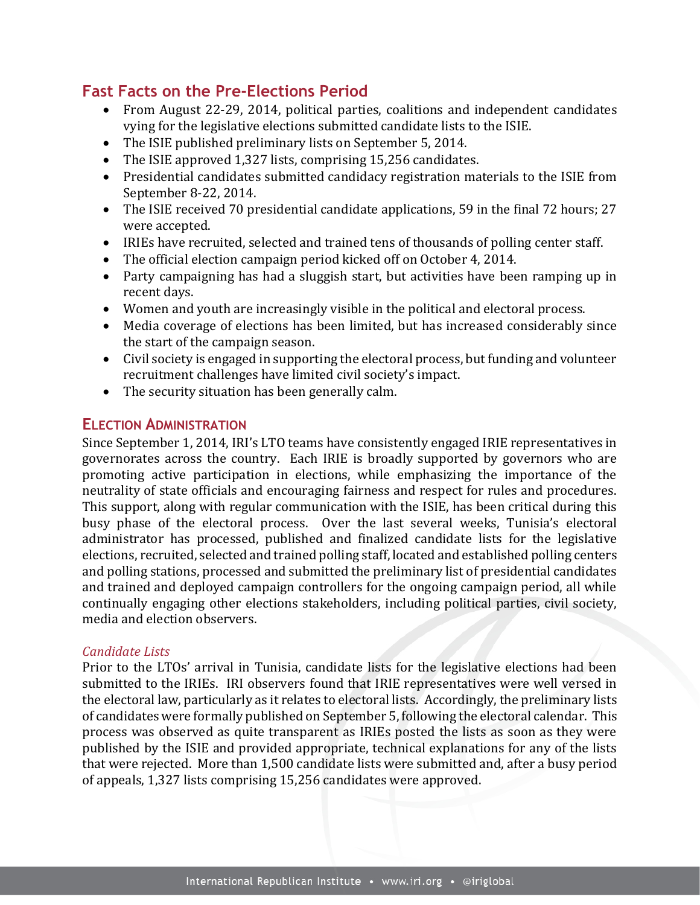## Fast Facts on the Pre-Elections Period

- From August 22-29, 2014, political parties, coalitions and independent candidates vying for the legislative elections submitted candidate lists to the ISIE.
- The ISIE published preliminary lists on September 5, 2014.
- The ISIE approved 1,327 lists, comprising 15,256 candidates.
- Presidential candidates submitted candidacy registration materials to the ISIE from September 8-22, 2014.
- The ISIE received 70 presidential candidate applications, 59 in the final 72 hours; 27 were accepted.
- IRIEs have recruited, selected and trained tens of thousands of polling center staff.
- The official election campaign period kicked off on October 4, 2014.
- Party campaigning has had a sluggish start, but activities have been ramping up in recent days.
- Women and youth are increasingly visible in the political and electoral process.
- Media coverage of elections has been limited, but has increased considerably since the start of the campaign season.
- Civil society is engaged in supporting the electoral process, but funding and volunteer recruitment challenges have limited civil society's impact.
- The security situation has been generally calm.

## Election Administration

Since September 1, 2014, IRI's LTO teams have consistently engaged IRIE representatives in governorates across the country. Each IRIE is broadly supported by governors who are promoting active participation in elections, while emphasizing the importance of the neutrality of state officials and encouraging fairness and respect for rules and procedures. This support, along with regular communication with the ISIE, has been critical during this busy phase of the electoral process. Over the last several weeks, Tunisia's electoral administrator has processed, published and finalized candidate lists for the legislative elections, recruited, selected and trained polling staff, located and established polling centers and polling stations, processed and submitted the preliminary list of presidential candidates and trained and deployed campaign controllers for the ongoing campaign period, all while continually engaging other elections stakeholders, including political parties, civil society, media and election observers.

### *Candidate Lists*

Prior to the LTOs' arrival in Tunisia, candidate lists for the legislative elections had been submitted to the IRIEs. IRI observers found that IRIE representatives were well versed in the electoral law, particularly as it relates to electoral lists. Accordingly, the preliminary lists of candidates were formally published on September 5, following the electoral calendar. This process was observed as quite transparent as IRIEs posted the lists as soon as they were published by the ISIE and provided appropriate, technical explanations for any of the lists that were rejected. More than 1,500 candidate lists were submitted and, after a busy period of appeals, 1,327 lists comprising 15,256 candidates were approved.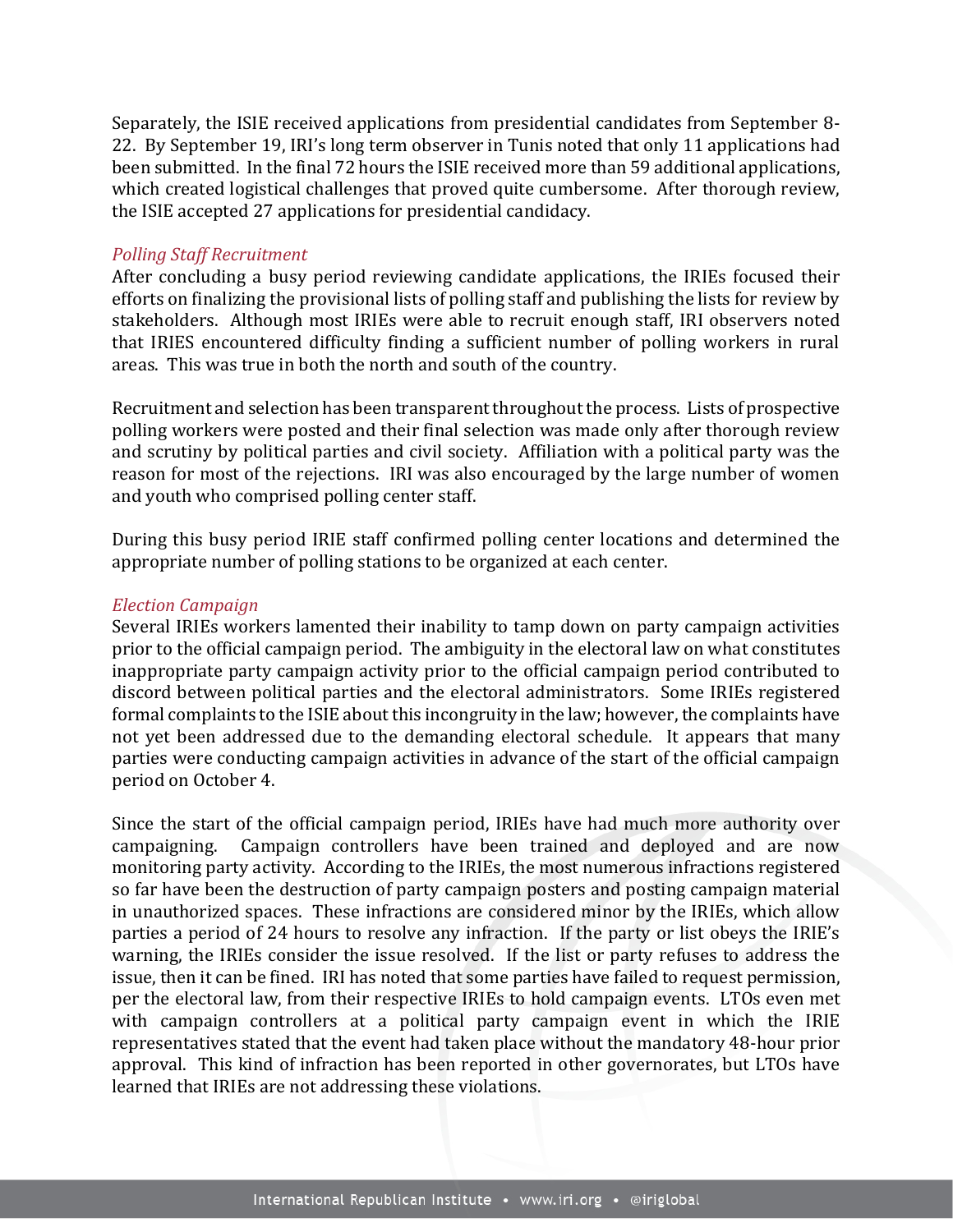Separately, the ISIE received applications from presidential candidates from September 8-22. By September 19, IRI's long term observer in Tunis noted that only 11 applications had been submitted. In the final 72 hours the ISIE received more than 59 additional applications, which created logistical challenges that proved quite cumbersome. After thorough review, the ISIE accepted 27 applications for presidential candidacy.

*Polling Staff Recruitment*

After concluding a busy period reviewing candidate applications, the IRIEs focused their efforts on finalizing the provisional lists of polling staff and publishing the lists for review by stakeholders. Although most IRIEs were able to recruit enough staff, IRI observers noted that IRIES encountered difficulty finding a sufficient number of polling workers in rural areas. This was true in both the north and south of the country.

Recruitment and selection has been transparent throughout the process. Lists of prospective polling workers were posted and their final selection was made only after thorough review and scrutiny by political parties and civil society. Affiliation with a political party was the reason for most of the rejections. IRI was also encouraged by the large number of women and youth who comprised polling center staff.

During this busy period IRIE staff confirmed polling center locations and determined the appropriate number of polling stations to be organized at each center.

*Election Campaign*

Several IRIEs workers lamented their inability to tamp down on party campaign activities prior to the official campaign period. The ambiguity in the electoral law on what constitutes inappropriate party campaign activity prior to the official campaign period contributed to discord between political parties and the electoral administrators. Some IRIEs registered formal complaints to the ISIE about this incongruity in the law; however, the complaints have not yet been addressed due to the demanding electoral schedule. It appears that many parties were conducting campaign activities in advance of the start of the official campaign period on October 4.

Since the start of the official campaign period, IRIEs have had much more authority over campaigning. Campaign controllers have been trained and deployed and are now monitoring party activity. According to the IRIEs, the most numerous infractions registered so far have been the destruction of party campaign posters and posting campaign material in unauthorized spaces. These infractions are considered minor by the IRIEs, which allow parties a period of 24 hours to resolve any infraction. If the party or list obeys the IRIE's warning, the IRIEs consider the issue resolved. If the list or party refuses to address the issue, then it can be fined. IRI has noted that some parties have failed to request permission, per the electoral law, from their respective IRIEs to hold campaign events. LTOs even met with campaign controllers at a political party campaign event in which the IRIE representatives stated that the event had taken place without the mandatory 48-hour prior approval. This kind of infraction has been reported in other governorates, but LTOs have learned that IRIEs are not addressing these violations.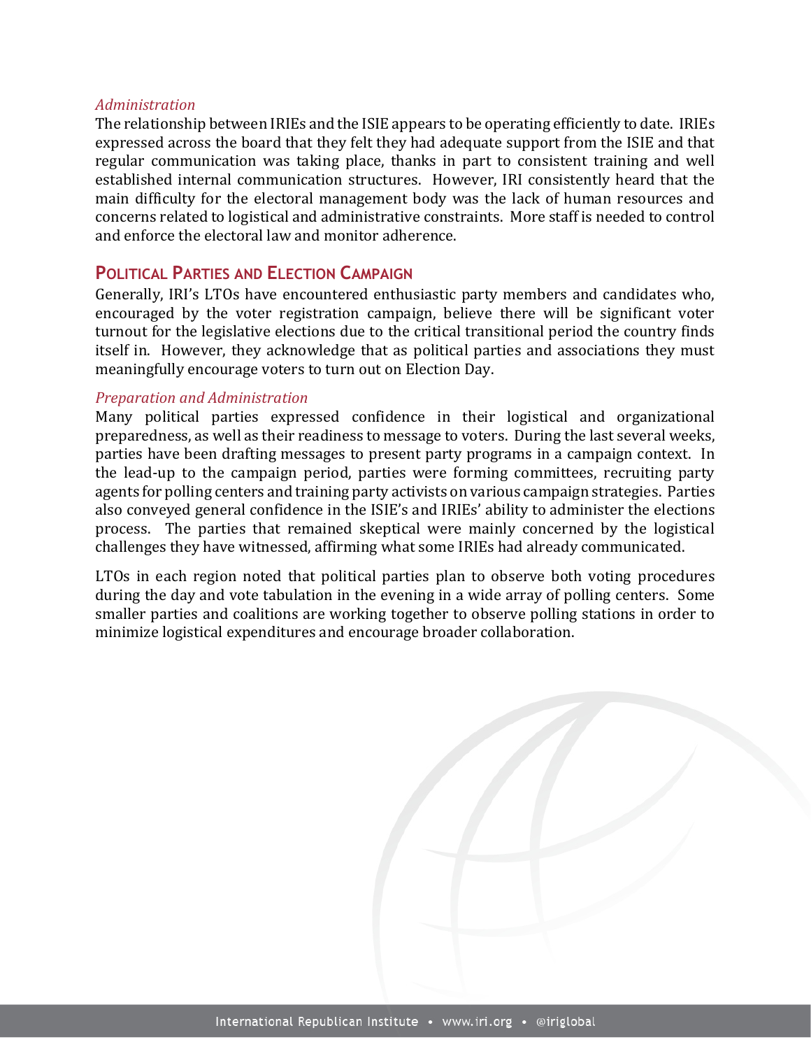*Administration*

The relationship between IRIEs and the ISIE appears to be operating efficiently to date. IRIEs expressed across the board that they felt they had adequate support from the ISIE and that regular communication was taking place, thanks in part to consistent training and well established internal communication structures. However, IRI consistently heard that the main difficulty for the electoral management body was the lack of human resources and concerns related to logistical and administrative constraints. More staff is needed to control and enforce the electoral law and monitor adherence.

## Political Parties and Election Campaign

Generally, IRI's LTOs have encountered enthusiastic party members and candidates who, encouraged by the voter registration campaign, believe there will be significant voter turnout for the legislative elections due to the critical transitional period the country finds itself in. However, they acknowledge that as political parties and associations they must meaningfully encourage voters to turn out on Election Day.

*Preparation and Administration*

Many political parties expressed confidence in their logistical and organizational preparedness, as well as their readiness to message to voters. During the last several weeks, parties have been drafting messages to present party programs in a campaign context. In the lead-up to the campaign period, parties were forming committees, recruiting party agents for polling centers and training party activists on various campaign strategies. Parties also conveyed general confidence in the ISIE's and IRIEs' ability to administer the elections process. The parties that remained skeptical were mainly concerned by the logistical challenges they have witnessed, affirming what some IRIEs had already communicated.

LTOs in each region noted that political parties plan to observe both voting procedures during the day and vote tabulation in the evening in a wide array of polling centers. Some smaller parties and coalitions are working together to observe polling stations in order to minimize logistical expenditures and encourage broader collaboration.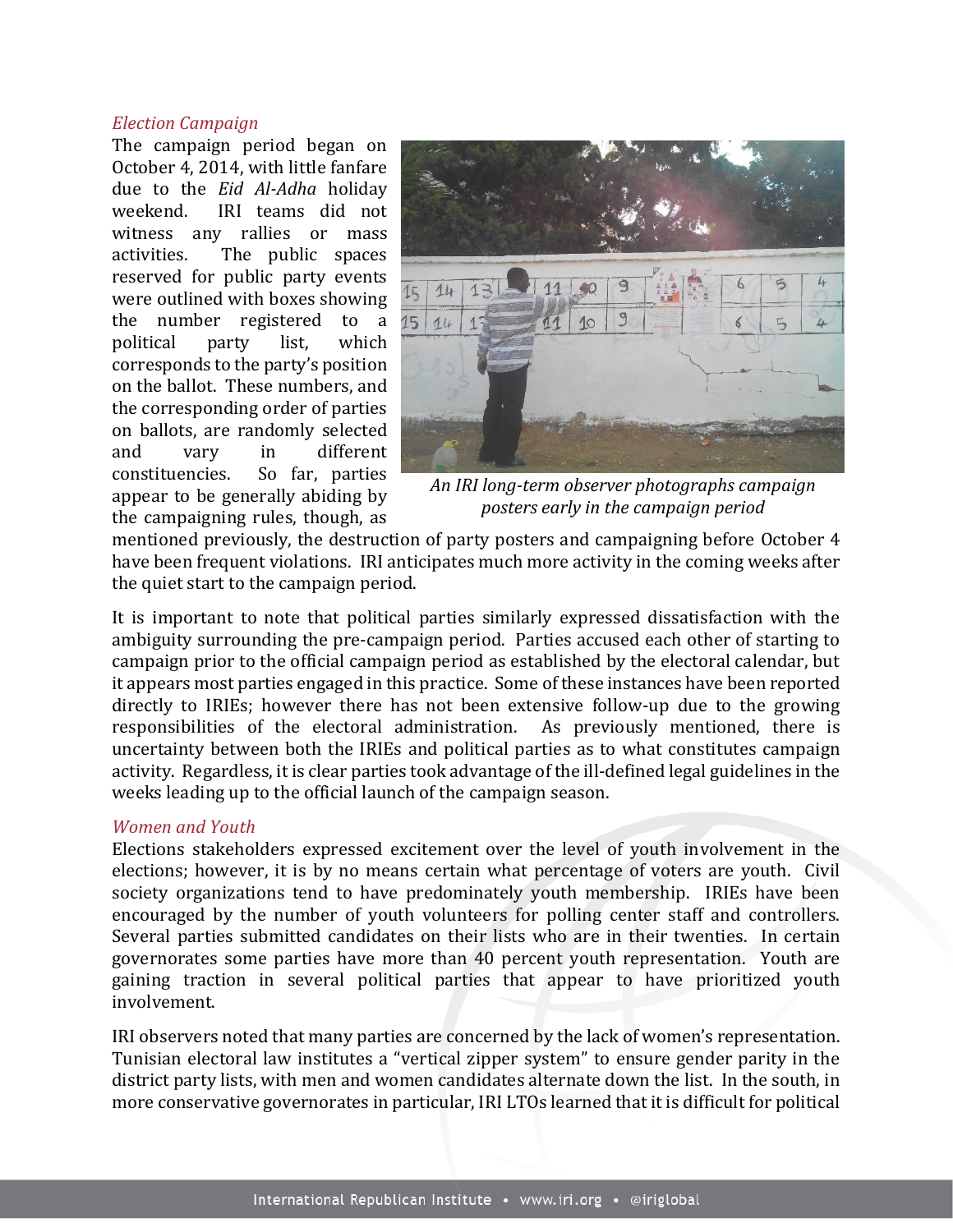*Election Campaign*

The campaign period began on October 4, 2014, with little fanfare due to the *Eid Al-Adha* holiday weekend. IRI teams did not witness any rallies or mass activities. The public spaces reserved for public party events were outlined with boxes showing the number registered to a political party list, which corresponds to the party's position on the ballot. These numbers, and the corresponding order of parties on ballots, are randomly selected and vary in different constituencies. So far, parties appear to be generally abiding by the campaigning rules, though, as mentioned previously, the destruction of party posters and campaigning before October 4 have been frequent violations. IRI anticipates much more activity in the coming weeks after the quiet start to the campaign period.

*An IRI long-term observer photographs campaign posters early in the campaign period*

It is important to note that political parties similarly expressed dissatisfaction with the ambiguity surrounding the pre-campaign period. Parties accused each other of starting to campaign prior to the official campaign period as established by the electoral calendar, but it appears most parties engaged in this practice. Some of these instances have been reported directly to IRIEs; however there has not been extensive follow-up due to the growing responsibilities of the electoral administration. As previously mentioned, there is uncertainty between both the IRIEs and political parties as to what constitutes campaign activity. Regardless, it is clear parties took advantage of the ill-defined legal guidelines in the weeks leading up to the official launch of the campaign season.

*Women and Youth*

Elections stakeholders expressed excitement over the level of youth involvement in the elections; however, it is by no means certain what percentage of voters are youth. Civil society organizations tend to have predominately youth membership. IRIEs have been encouraged by the number of youth volunteers for polling center staff and controllers. Several parties submitted candidates on their lists who are in their twenties. In certain governorates some parties have more than 40 percent youth representation. Youth are gaining traction in several political parties that appear to have prioritized youth involvement.

IRI observers noted that many parties are concerned by the lack of women's representation. Tunisian electoral law institutes a "vertical zipper system" to ensure gender parity in the district party lists, with men and women candidates alternate down the list. In the south, in more conservative governorates in particular, IRI LTOs learned that it is difficult for political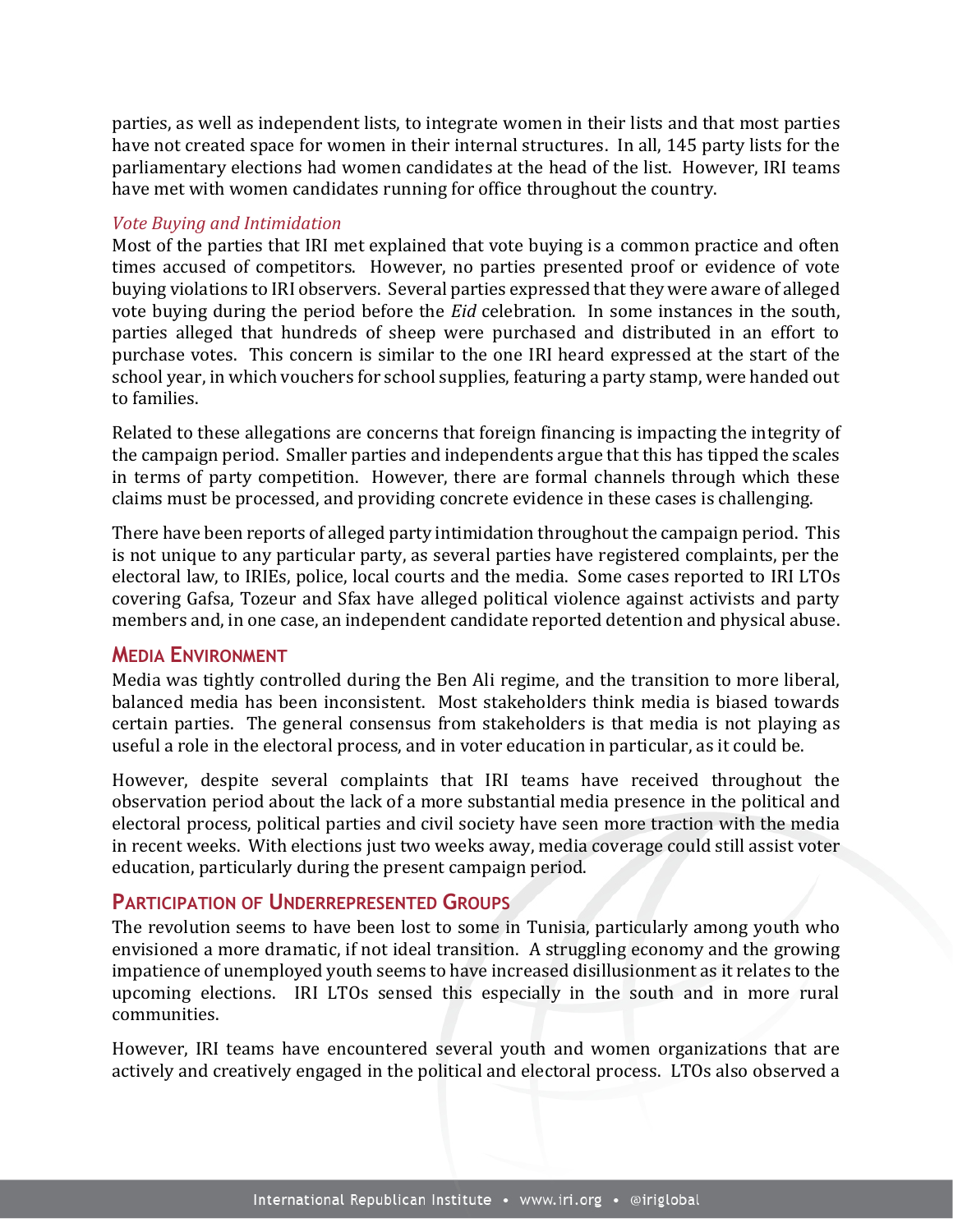parties, as well as independent lists, to integrate women in their lists and that most parties have not created space for women in their internal structures. In all, 145 party lists for the parliamentary elections had women candidates at the head of the list. However, IRI teams have met with women candidates running for office throughout the country.

*Vote Buying and Intimidation*

Most of the parties that IRI met explained that vote buying is a common practice and often times accused of competitors. However, no parties presented proof or evidence of vote buying violations to IRI observers. Several parties expressed that they were aware of alleged vote buying during the period before the *Eid* celebration. In some instances in the south, parties alleged that hundreds of sheep were purchased and distributed in an effort to purchase votes. This concern is similar to the one IRI heard expressed at the start of the school year, in which vouchers for school supplies, featuring a party stamp, were handed out to families.

Related to these allegations are concerns that foreign financing is impacting the integrity of the campaign period. Smaller parties and independents argue that this has tipped the scales in terms of party competition. However, there are formal channels through which these claims must be processed, and providing concrete evidence in these cases is challenging.

There have been reports of alleged party intimidation throughout the campaign period. This is not unique to any particular party, as several parties have registered complaints, per the electoral law, to IRIEs, police, local courts and the media. Some cases reported to IRI LTOs covering Gafsa, Tozeur and Sfax have alleged political violence against activists and party members and, in one case, an independent candidate reported detention and physical abuse.

## Media Environment

Media was tightly controlled during the Ben Ali regime, and the transition to more liberal, balanced media has been inconsistent. Most stakeholders think media is biased towards certain parties. The general consensus from stakeholders is that media is not playing as useful a role in the electoral process, and in voter education in particular, as it could be.

However, despite several complaints that IRI teams have received throughout the observation period about the lack of a more substantial media presence in the political and electoral process, political parties and civil society have seen more traction with the media in recent weeks. With elections just two weeks away, media coverage could still assist voter education, particularly during the present campaign period.

## Participation of Underrepresented Groups

The revolution seems to have been lost to some in Tunisia, particularly among youth who envisioned a more dramatic, if not ideal transition. A struggling economy and the growing impatience of unemployed youth seems to have increased disillusionment as it relates to the upcoming elections. IRI LTOs sensed this especially in the south and in more rural communities.

However, IRI teams have encountered several youth and women organizations that are actively and creatively engaged in the political and electoral process. LTOs also observed a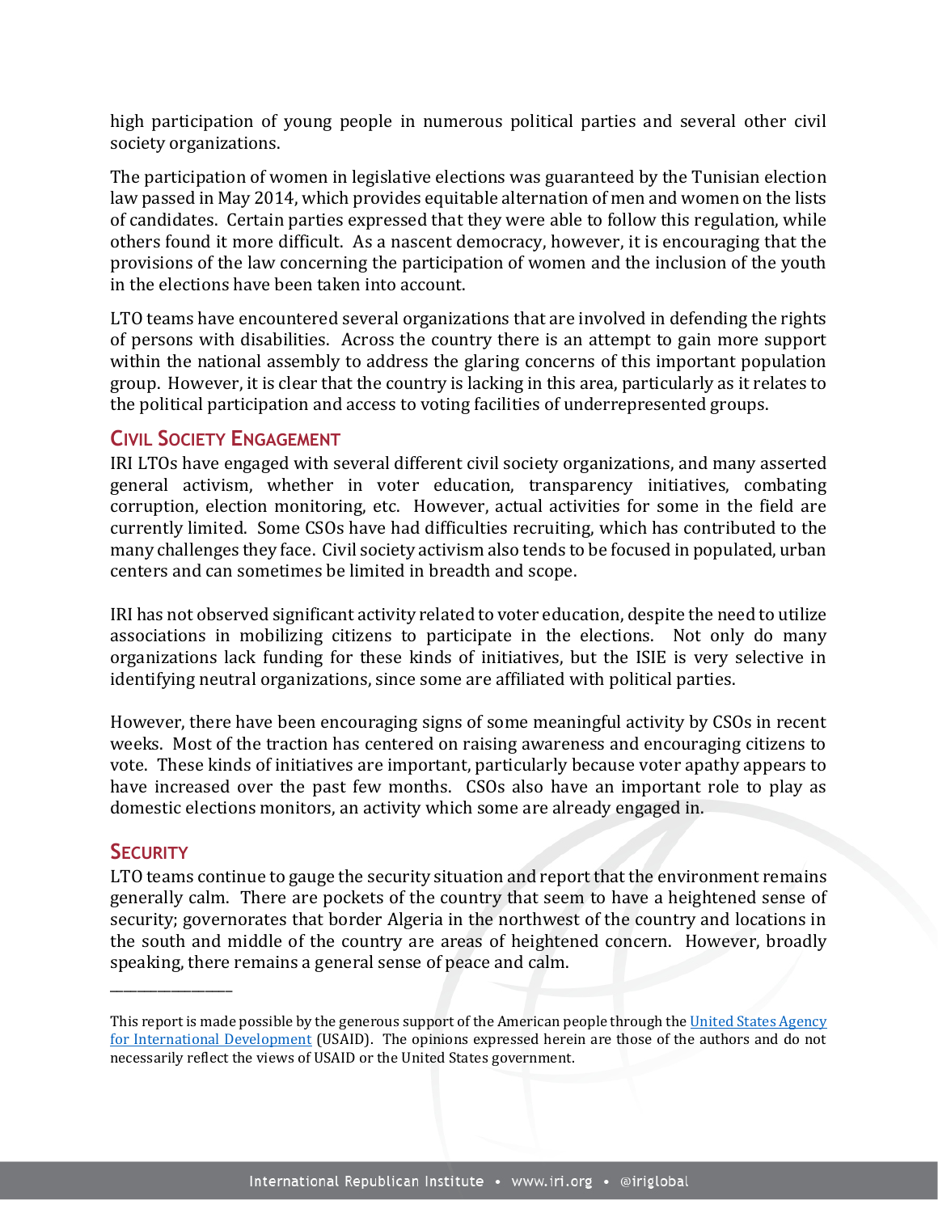high participation of young people in numerous political parties and several other civil society organizations.

The participation of women in legislative elections was guaranteed by the Tunisian election law passed in May 2014, which provides equitable alternation of men and women on the lists of candidates. Certain parties expressed that they were able to follow this regulation, while others found it more difficult. As a nascent democracy, however, it is encouraging that the provisions of the law concerning the participation of women and the inclusion of the youth in the elections have been taken into account.

LTO teams have encountered several organizations that are involved in defending the rights of persons with disabilities. Across the country there is an attempt to gain more support within the national assembly to address the glaring concerns of this important population group. However, it is clear that the country is lacking in this area, particularly as it relates to the political participation and access to voting facilities of underrepresented groups.

## Civil Society Engagement

IRI LTOs have engaged with several different civil society organizations, and many asserted general activism, whether in voter education, transparency initiatives, combating corruption, election monitoring, etc. However, actual activities for some in the field are currently limited. Some CSOs have had difficulties recruiting, which has contributed to the many challenges they face. Civil society activism also tends to be focused in populated, urban centers and can sometimes be limited in breadth and scope.

IRI has not observed significant activity related to voter education, despite the need to utilize associations in mobilizing citizens to participate in the elections. Not only do many organizations lack funding for these kinds of initiatives, but the ISIE is very selective in identifying neutral organizations, since some are affiliated with political parties.

However, there have been encouraging signs of some meaningful activity by CSOs in recent weeks. Most of the traction has centered on raising awareness and encouraging citizens to vote. These kinds of initiatives are important, particularly because voter apathy appears to have increased over the past few months. CSOs also have an important role to play as domestic elections monitors, an activity which some are already engaged in.

## Security

LTO teams continue to gauge the security situation and report that the environment remains generally calm. There are pockets of the country that seem to have a heightened sense of security; governorates that border Algeria in the northwest of the country and locations in the south and middle of the country are areas of heightened concern. However, broadly speaking, there remains a general sense of peace and calm.

---

This report is made possible by the generous support of the American people through the United States Agency for International Development (USAID). The opinions expressed herein are those of the authors and do not necessarily reflect the views of USAID or the United States government.